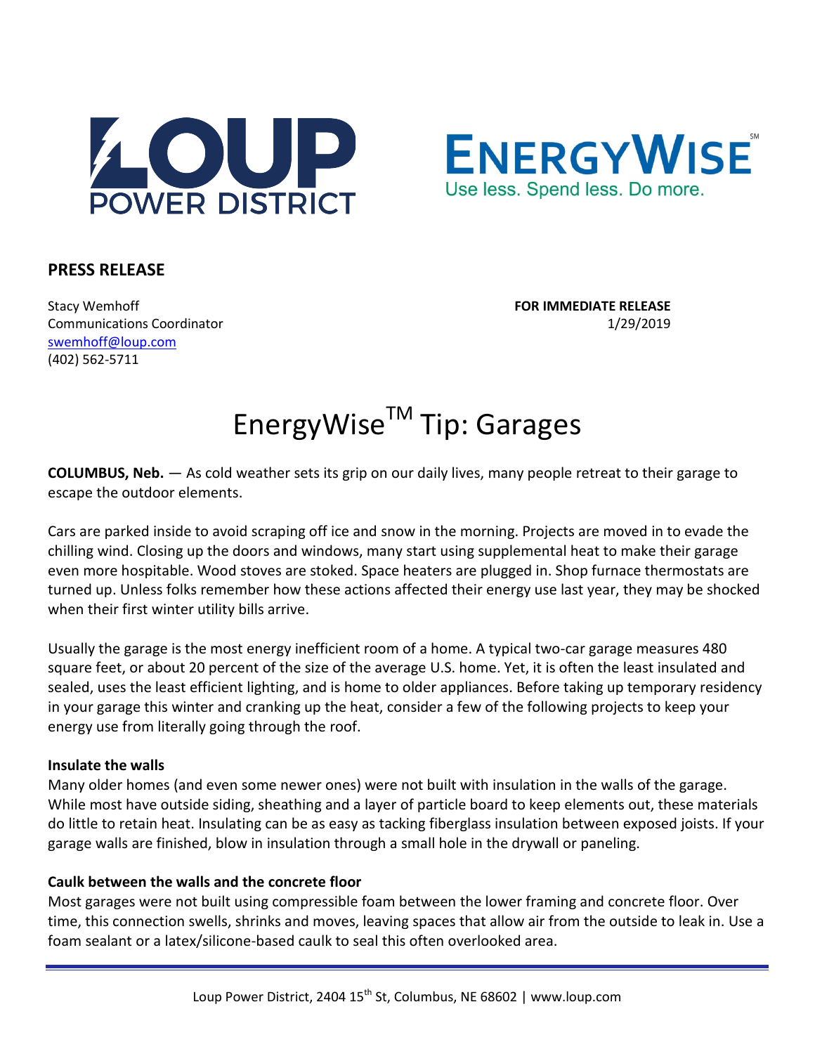LOUP POWER DISTRICT

ENERGYWISE[SM]
Use less. Spend less. Do more.

**PRESS RELEASE**

Stacy Wemhoff
Communications Coordinator
swemhoff@loup.com
(402) 562-5711

**FOR IMMEDIATE RELEASE**
1/29/2019

# EnergyWise[TM] Tip: Garages

**COLUMBUS, Neb.** — As cold weather sets its grip on our daily lives, many people retreat to their garage to escape the outdoor elements.

Cars are parked inside to avoid scraping off ice and snow in the morning. Projects are moved in to evade the chilling wind. Closing up the doors and windows, many start using supplemental heat to make their garage even more hospitable. Wood stoves are stoked. Space heaters are plugged in. Shop furnace thermostats are turned up. Unless folks remember how these actions affected their energy use last year, they may be shocked when their first winter utility bills arrive.

Usually the garage is the most energy inefficient room of a home. A typical two-car garage measures 480 square feet, or about 20 percent of the size of the average U.S. home. Yet, it is often the least insulated and sealed, uses the least efficient lighting, and is home to older appliances. Before taking up temporary residency in your garage this winter and cranking up the heat, consider a few of the following projects to keep your energy use from literally going through the roof.

**Insulate the walls**

Many older homes (and even some newer ones) were not built with insulation in the walls of the garage. While most have outside siding, sheathing and a layer of particle board to keep elements out, these materials do little to retain heat. Insulating can be as easy as tacking fiberglass insulation between exposed joists. If your garage walls are finished, blow in insulation through a small hole in the drywall or paneling.

**Caulk between the walls and the concrete floor**

Most garages were not built using compressible foam between the lower framing and concrete floor. Over time, this connection swells, shrinks and moves, leaving spaces that allow air from the outside to leak in. Use a foam sealant or a latex/silicone-based caulk to seal this often overlooked area.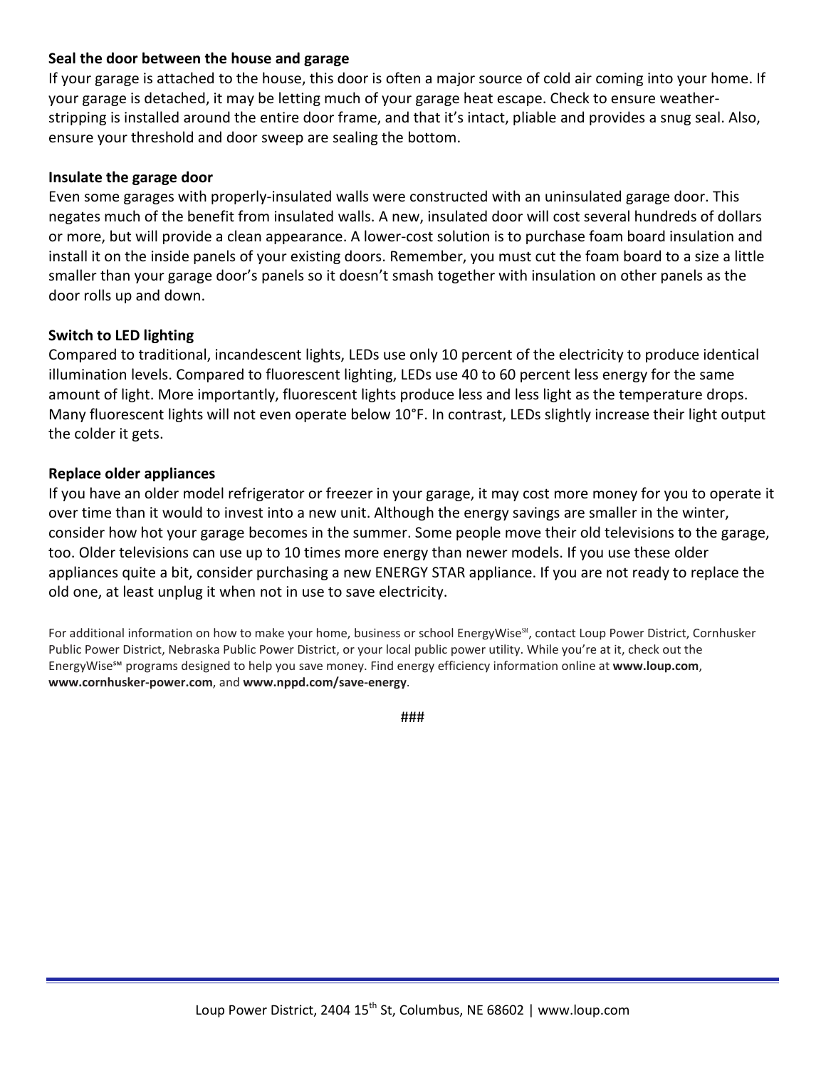**Seal the door between the house and garage**

If your garage is attached to the house, this door is often a major source of cold air coming into your home. If your garage is detached, it may be letting much of your garage heat escape. Check to ensure weather-stripping is installed around the entire door frame, and that it's intact, pliable and provides a snug seal. Also, ensure your threshold and door sweep are sealing the bottom.

**Insulate the garage door**

Even some garages with properly-insulated walls were constructed with an uninsulated garage door. This negates much of the benefit from insulated walls. A new, insulated door will cost several hundreds of dollars or more, but will provide a clean appearance. A lower-cost solution is to purchase foam board insulation and install it on the inside panels of your existing doors. Remember, you must cut the foam board to a size a little smaller than your garage door's panels so it doesn't smash together with insulation on other panels as the door rolls up and down.

**Switch to LED lighting**

Compared to traditional, incandescent lights, LEDs use only 10 percent of the electricity to produce identical illumination levels. Compared to fluorescent lighting, LEDs use 40 to 60 percent less energy for the same amount of light. More importantly, fluorescent lights produce less and less light as the temperature drops. Many fluorescent lights will not even operate below 10°F. In contrast, LEDs slightly increase their light output the colder it gets.

**Replace older appliances**

If you have an older model refrigerator or freezer in your garage, it may cost more money for you to operate it over time than it would to invest into a new unit. Although the energy savings are smaller in the winter, consider how hot your garage becomes in the summer. Some people move their old televisions to the garage, too. Older televisions can use up to 10 times more energy than newer models. If you use these older appliances quite a bit, consider purchasing a new ENERGY STAR appliance. If you are not ready to replace the old one, at least unplug it when not in use to save electricity.

For additional information on how to make your home, business or school EnergyWise℠, contact Loup Power District, Cornhusker Public Power District, Nebraska Public Power District, or your local public power utility. While you're at it, check out the EnergyWise℠ programs designed to help you save money. Find energy efficiency information online at **www.loup.com**, **www.cornhusker-power.com**, and **www.nppd.com/save-energy**.

###

Loup Power District, 2404 15th St, Columbus, NE 68602 | www.loup.com